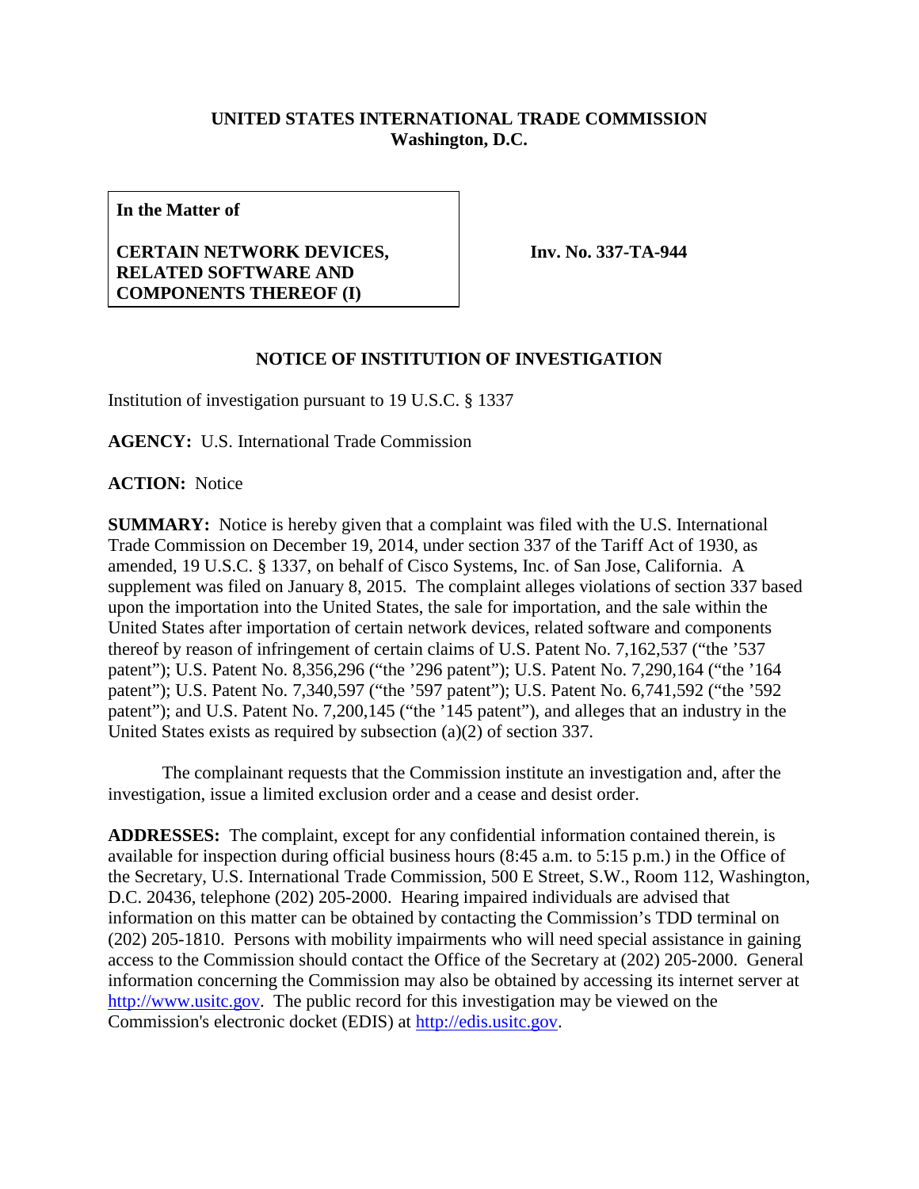**UNITED STATES INTERNATIONAL TRADE COMMISSION**
**Washington, D.C.**

| **In the Matter of**<br><br>**CERTAIN NETWORK DEVICES, RELATED SOFTWARE AND COMPONENTS THEREOF (I)** | **Inv. No. 337-TA-944** |
|---|---|

## NOTICE OF INSTITUTION OF INVESTIGATION

Institution of investigation pursuant to 19 U.S.C. § 1337

**AGENCY:** U.S. International Trade Commission

**ACTION:** Notice

**SUMMARY:** Notice is hereby given that a complaint was filed with the U.S. International Trade Commission on December 19, 2014, under section 337 of the Tariff Act of 1930, as amended, 19 U.S.C. § 1337, on behalf of Cisco Systems, Inc. of San Jose, California. A supplement was filed on January 8, 2015. The complaint alleges violations of section 337 based upon the importation into the United States, the sale for importation, and the sale within the United States after importation of certain network devices, related software and components thereof by reason of infringement of certain claims of U.S. Patent No. 7,162,537 ("the '537 patent"); U.S. Patent No. 8,356,296 ("the '296 patent"); U.S. Patent No. 7,290,164 ("the '164 patent"); U.S. Patent No. 7,340,597 ("the '597 patent"); U.S. Patent No. 6,741,592 ("the '592 patent"); and U.S. Patent No. 7,200,145 ("the '145 patent"), and alleges that an industry in the United States exists as required by subsection (a)(2) of section 337.

The complainant requests that the Commission institute an investigation and, after the investigation, issue a limited exclusion order and a cease and desist order.

**ADDRESSES:** The complaint, except for any confidential information contained therein, is available for inspection during official business hours (8:45 a.m. to 5:15 p.m.) in the Office of the Secretary, U.S. International Trade Commission, 500 E Street, S.W., Room 112, Washington, D.C. 20436, telephone (202) 205-2000. Hearing impaired individuals are advised that information on this matter can be obtained by contacting the Commission's TDD terminal on (202) 205-1810. Persons with mobility impairments who will need special assistance in gaining access to the Commission should contact the Office of the Secretary at (202) 205-2000. General information concerning the Commission may also be obtained by accessing its internet server at http://www.usitc.gov. The public record for this investigation may be viewed on the Commission's electronic docket (EDIS) at http://edis.usitc.gov.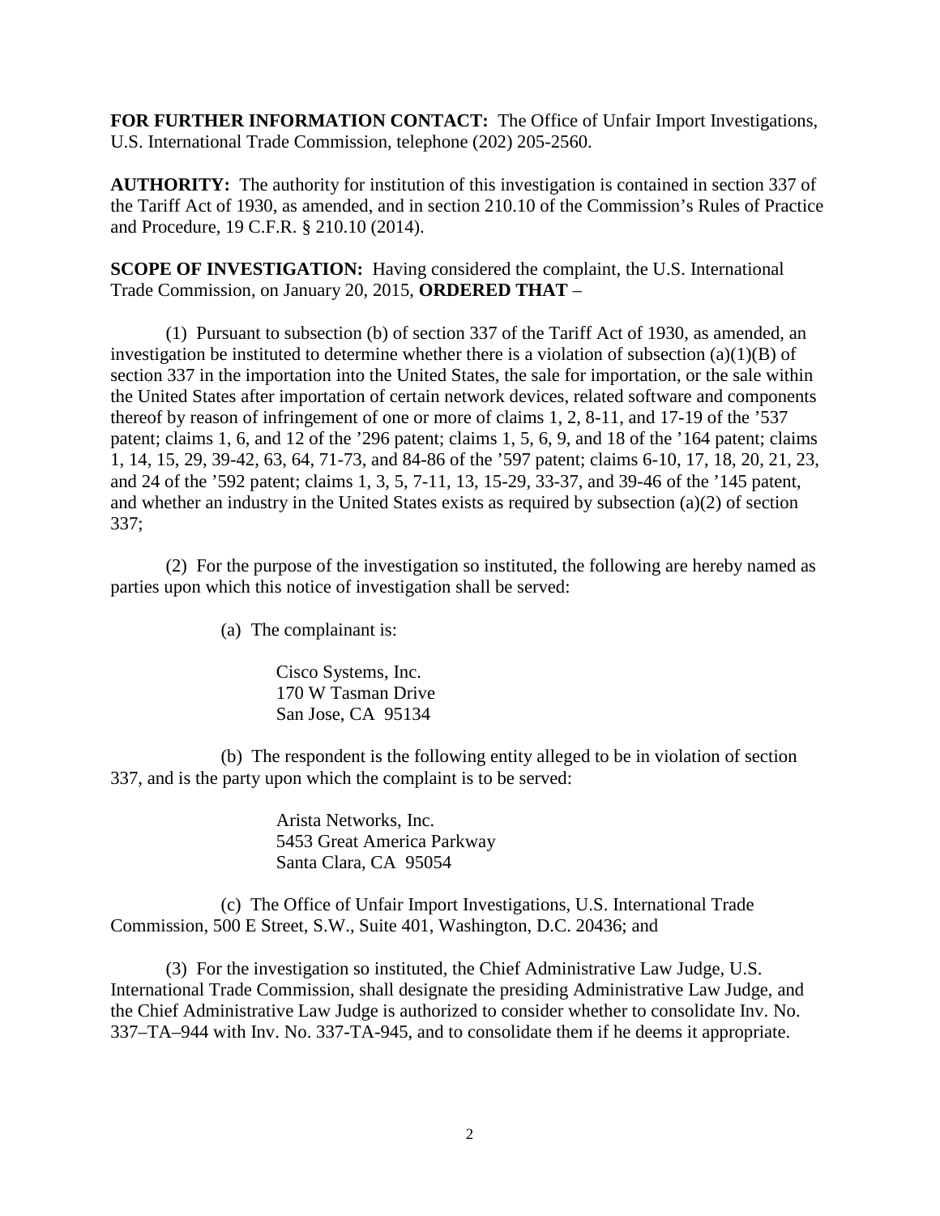**FOR FURTHER INFORMATION CONTACT:** The Office of Unfair Import Investigations, U.S. International Trade Commission, telephone (202) 205-2560.

**AUTHORITY:** The authority for institution of this investigation is contained in section 337 of the Tariff Act of 1930, as amended, and in section 210.10 of the Commission's Rules of Practice and Procedure, 19 C.F.R. § 210.10 (2014).

**SCOPE OF INVESTIGATION:** Having considered the complaint, the U.S. International Trade Commission, on January 20, 2015, **ORDERED THAT** –

(1) Pursuant to subsection (b) of section 337 of the Tariff Act of 1930, as amended, an investigation be instituted to determine whether there is a violation of subsection (a)(1)(B) of section 337 in the importation into the United States, the sale for importation, or the sale within the United States after importation of certain network devices, related software and components thereof by reason of infringement of one or more of claims 1, 2, 8-11, and 17-19 of the '537 patent; claims 1, 6, and 12 of the '296 patent; claims 1, 5, 6, 9, and 18 of the '164 patent; claims 1, 14, 15, 29, 39-42, 63, 64, 71-73, and 84-86 of the '597 patent; claims 6-10, 17, 18, 20, 21, 23, and 24 of the '592 patent; claims 1, 3, 5, 7-11, 13, 15-29, 33-37, and 39-46 of the '145 patent, and whether an industry in the United States exists as required by subsection (a)(2) of section 337;

(2) For the purpose of the investigation so instituted, the following are hereby named as parties upon which this notice of investigation shall be served:

(a) The complainant is:

Cisco Systems, Inc.
170 W Tasman Drive
San Jose, CA 95134

(b) The respondent is the following entity alleged to be in violation of section 337, and is the party upon which the complaint is to be served:

Arista Networks, Inc.
5453 Great America Parkway
Santa Clara, CA 95054

(c) The Office of Unfair Import Investigations, U.S. International Trade Commission, 500 E Street, S.W., Suite 401, Washington, D.C. 20436; and

(3) For the investigation so instituted, the Chief Administrative Law Judge, U.S. International Trade Commission, shall designate the presiding Administrative Law Judge, and the Chief Administrative Law Judge is authorized to consider whether to consolidate Inv. No. 337–TA–944 with Inv. No. 337-TA-945, and to consolidate them if he deems it appropriate.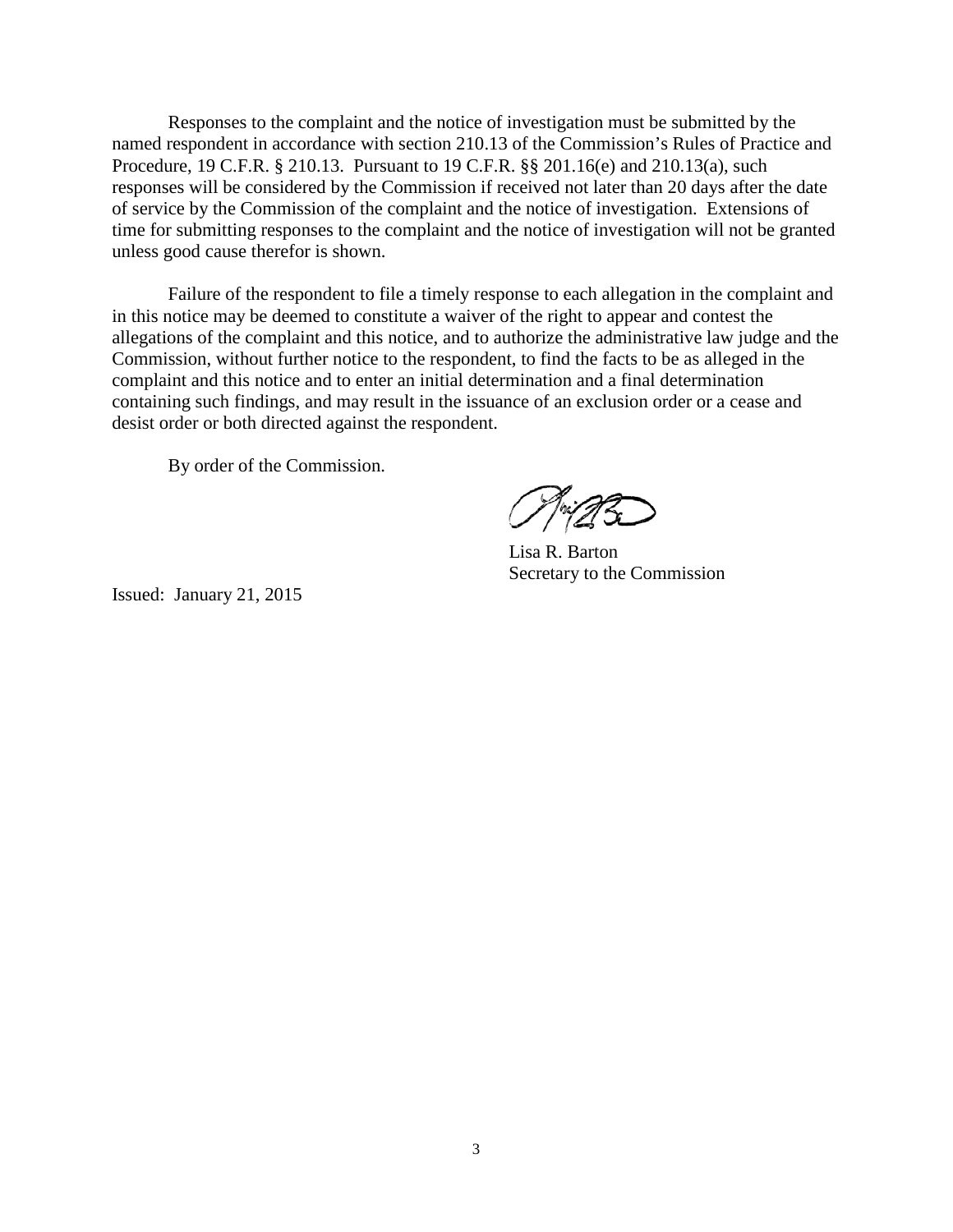Responses to the complaint and the notice of investigation must be submitted by the named respondent in accordance with section 210.13 of the Commission's Rules of Practice and Procedure, 19 C.F.R. § 210.13. Pursuant to 19 C.F.R. §§ 201.16(e) and 210.13(a), such responses will be considered by the Commission if received not later than 20 days after the date of service by the Commission of the complaint and the notice of investigation. Extensions of time for submitting responses to the complaint and the notice of investigation will not be granted unless good cause therefor is shown.

Failure of the respondent to file a timely response to each allegation in the complaint and in this notice may be deemed to constitute a waiver of the right to appear and contest the allegations of the complaint and this notice, and to authorize the administrative law judge and the Commission, without further notice to the respondent, to find the facts to be as alleged in the complaint and this notice and to enter an initial determination and a final determination containing such findings, and may result in the issuance of an exclusion order or a cease and desist order or both directed against the respondent.

By order of the Commission.

Lisa R. Barton
Secretary to the Commission

Issued: January 21, 2015